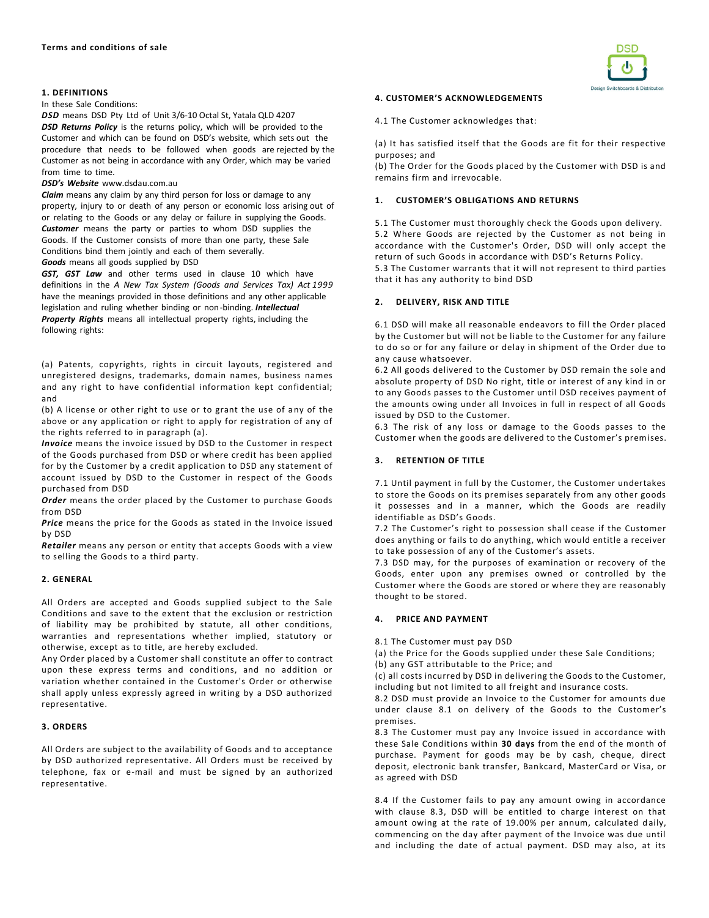**Terms and conditions of sale**

## 1. DEFINITIONS

In these Sale Conditions:

***DSD*** means DSD Pty Ltd of Unit 3/6-10 Octal St, Yatala QLD 4207

***DSD Returns Policy*** is the returns policy, which will be provided to the Customer and which can be found on DSD's website, which sets out the procedure that needs to be followed when goods are rejected by the Customer as not being in accordance with any Order, which may be varied from time to time.

***DSD's Website*** www.dsdau.com.au

***Claim*** means any claim by any third person for loss or damage to any property, injury to or death of any person or economic loss arising out of or relating to the Goods or any delay or failure in supplying the Goods.

***Customer*** means the party or parties to whom DSD supplies the Goods. If the Customer consists of more than one party, these Sale Conditions bind them jointly and each of them severally.

***Goods*** means all goods supplied by DSD

***GST, GST Law*** and other terms used in clause 10 which have definitions in the *A New Tax System (Goods and Services Tax) Act 1999* have the meanings provided in those definitions and any other applicable legislation and ruling whether binding or non-binding. ***Intellectual Property Rights*** means all intellectual property rights, including the following rights:

(a) Patents, copyrights, rights in circuit layouts, registered and unregistered designs, trademarks, domain names, business names and any right to have confidential information kept confidential; and

(b) A license or other right to use or to grant the use of any of the above or any application or right to apply for registration of any of the rights referred to in paragraph (a).

***Invoice*** means the invoice issued by DSD to the Customer in respect of the Goods purchased from DSD or where credit has been applied for by the Customer by a credit application to DSD any statement of account issued by DSD to the Customer in respect of the Goods purchased from DSD

***Order*** means the order placed by the Customer to purchase Goods from DSD

***Price*** means the price for the Goods as stated in the Invoice issued by DSD

***Retailer*** means any person or entity that accepts Goods with a view to selling the Goods to a third party.

## 2. GENERAL

All Orders are accepted and Goods supplied subject to the Sale Conditions and save to the extent that the exclusion or restriction of liability may be prohibited by statute, all other conditions, warranties and representations whether implied, statutory or otherwise, except as to title, are hereby excluded.

Any Order placed by a Customer shall constitute an offer to contract upon these express terms and conditions, and no addition or variation whether contained in the Customer's Order or otherwise shall apply unless expressly agreed in writing by a DSD authorized representative.

## 3. ORDERS

All Orders are subject to the availability of Goods and to acceptance by DSD authorized representative. All Orders must be received by telephone, fax or e-mail and must be signed by an authorized representative.

## 4. CUSTOMER'S ACKNOWLEDGEMENTS

4.1 The Customer acknowledges that:

(a) It has satisfied itself that the Goods are fit for their respective purposes; and

(b) The Order for the Goods placed by the Customer with DSD is and remains firm and irrevocable.

## 1. CUSTOMER'S OBLIGATIONS AND RETURNS

5.1 The Customer must thoroughly check the Goods upon delivery.

5.2 Where Goods are rejected by the Customer as not being in accordance with the Customer's Order, DSD will only accept the return of such Goods in accordance with DSD's Returns Policy.

5.3 The Customer warrants that it will not represent to third parties that it has any authority to bind DSD

## 2. DELIVERY, RISK AND TITLE

6.1 DSD will make all reasonable endeavors to fill the Order placed by the Customer but will not be liable to the Customer for any failure to do so or for any failure or delay in shipment of the Order due to any cause whatsoever.

6.2 All goods delivered to the Customer by DSD remain the sole and absolute property of DSD No right, title or interest of any kind in or to any Goods passes to the Customer until DSD receives payment of the amounts owing under all Invoices in full in respect of all Goods issued by DSD to the Customer.

6.3 The risk of any loss or damage to the Goods passes to the Customer when the goods are delivered to the Customer's premises.

## 3. RETENTION OF TITLE

7.1 Until payment in full by the Customer, the Customer undertakes to store the Goods on its premises separately from any other goods it possesses and in a manner, which the Goods are readily identifiable as DSD's Goods.

7.2 The Customer's right to possession shall cease if the Customer does anything or fails to do anything, which would entitle a receiver to take possession of any of the Customer's assets.

7.3 DSD may, for the purposes of examination or recovery of the Goods, enter upon any premises owned or controlled by the Customer where the Goods are stored or where they are reasonably thought to be stored.

## 4. PRICE AND PAYMENT

8.1 The Customer must pay DSD

(a) the Price for the Goods supplied under these Sale Conditions;

(b) any GST attributable to the Price; and

(c) all costs incurred by DSD in delivering the Goods to the Customer, including but not limited to all freight and insurance costs.

8.2 DSD must provide an Invoice to the Customer for amounts due under clause 8.1 on delivery of the Goods to the Customer's premises.

8.3 The Customer must pay any Invoice issued in accordance with these Sale Conditions within **30 days** from the end of the month of purchase. Payment for goods may be by cash, cheque, direct deposit, electronic bank transfer, Bankcard, MasterCard or Visa, or as agreed with DSD

8.4 If the Customer fails to pay any amount owing in accordance with clause 8.3, DSD will be entitled to charge interest on that amount owing at the rate of 19.00% per annum, calculated daily, commencing on the day after payment of the Invoice was due until and including the date of actual payment. DSD may also, at its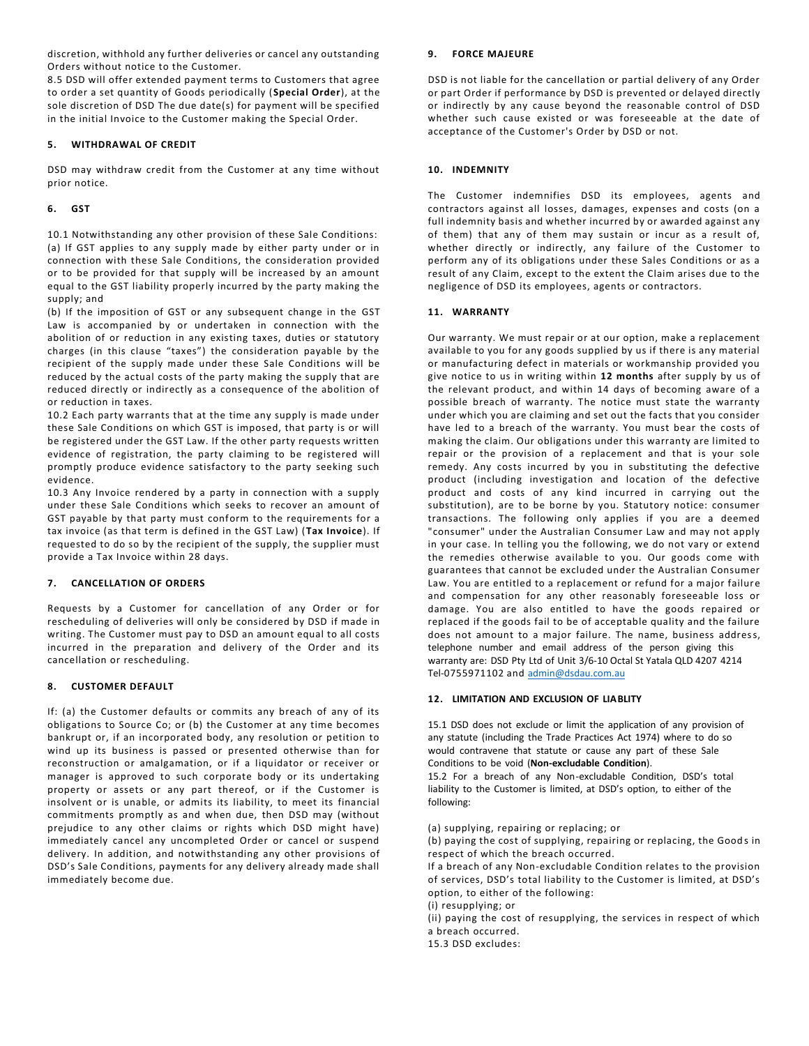discretion, withhold any further deliveries or cancel any outstanding Orders without notice to the Customer.

8.5 DSD will offer extended payment terms to Customers that agree to order a set quantity of Goods periodically (**Special Order**), at the sole discretion of DSD The due date(s) for payment will be specified in the initial Invoice to the Customer making the Special Order.

## 5. WITHDRAWAL OF CREDIT

DSD may withdraw credit from the Customer at any time without prior notice.

## 6. GST

10.1 Notwithstanding any other provision of these Sale Conditions:

(a) If GST applies to any supply made by either party under or in connection with these Sale Conditions, the consideration provided or to be provided for that supply will be increased by an amount equal to the GST liability properly incurred by the party making the supply; and

(b) If the imposition of GST or any subsequent change in the GST Law is accompanied by or undertaken in connection with the abolition of or reduction in any existing taxes, duties or statutory charges (in this clause "taxes") the consideration payable by the recipient of the supply made under these Sale Conditions will be reduced by the actual costs of the party making the supply that are reduced directly or indirectly as a consequence of the abolition of or reduction in taxes.

10.2 Each party warrants that at the time any supply is made under these Sale Conditions on which GST is imposed, that party is or will be registered under the GST Law. If the other party requests written evidence of registration, the party claiming to be registered will promptly produce evidence satisfactory to the party seeking such evidence.

10.3 Any Invoice rendered by a party in connection with a supply under these Sale Conditions which seeks to recover an amount of GST payable by that party must conform to the requirements for a tax invoice (as that term is defined in the GST Law) (**Tax Invoice**). If requested to do so by the recipient of the supply, the supplier must provide a Tax Invoice within 28 days.

## 7. CANCELLATION OF ORDERS

Requests by a Customer for cancellation of any Order or for rescheduling of deliveries will only be considered by DSD if made in writing. The Customer must pay to DSD an amount equal to all costs incurred in the preparation and delivery of the Order and its cancellation or rescheduling.

## 8. CUSTOMER DEFAULT

If: (a) the Customer defaults or commits any breach of any of its obligations to Source Co; or (b) the Customer at any time becomes bankrupt or, if an incorporated body, any resolution or petition to wind up its business is passed or presented otherwise than for reconstruction or amalgamation, or if a liquidator or receiver or manager is approved to such corporate body or its undertaking property or assets or any part thereof, or if the Customer is insolvent or is unable, or admits its liability, to meet its financial commitments promptly as and when due, then DSD may (without prejudice to any other claims or rights which DSD might have) immediately cancel any uncompleted Order or cancel or suspend delivery. In addition, and notwithstanding any other provisions of DSD's Sale Conditions, payments for any delivery already made shall immediately become due.

## 9. FORCE MAJEURE

DSD is not liable for the cancellation or partial delivery of any Order or part Order if performance by DSD is prevented or delayed directly or indirectly by any cause beyond the reasonable control of DSD whether such cause existed or was foreseeable at the date of acceptance of the Customer's Order by DSD or not.

## 10. INDEMNITY

The Customer indemnifies DSD its employees, agents and contractors against all losses, damages, expenses and costs (on a full indemnity basis and whether incurred by or awarded against any of them) that any of them may sustain or incur as a result of, whether directly or indirectly, any failure of the Customer to perform any of its obligations under these Sales Conditions or as a result of any Claim, except to the extent the Claim arises due to the negligence of DSD its employees, agents or contractors.

## 11. WARRANTY

Our warranty. We must repair or at our option, make a replacement available to you for any goods supplied by us if there is any material or manufacturing defect in materials or workmanship provided you give notice to us in writing within **12 months** after supply by us of the relevant product, and within 14 days of becoming aware of a possible breach of warranty. The notice must state the warranty under which you are claiming and set out the facts that you consider have led to a breach of the warranty. You must bear the costs of making the claim. Our obligations under this warranty are limited to repair or the provision of a replacement and that is your sole remedy. Any costs incurred by you in substituting the defective product (including investigation and location of the defective product and costs of any kind incurred in carrying out the substitution), are to be borne by you. Statutory notice: consumer transactions. The following only applies if you are a deemed "consumer" under the Australian Consumer Law and may not apply in your case. In telling you the following, we do not vary or extend the remedies otherwise available to you. Our goods come with guarantees that cannot be excluded under the Australian Consumer Law. You are entitled to a replacement or refund for a major failure and compensation for any other reasonably foreseeable loss or damage. You are also entitled to have the goods repaired or replaced if the goods fail to be of acceptable quality and the failure does not amount to a major failure. The name, business address, telephone number and email address of the person giving this warranty are: DSD Pty Ltd of Unit 3/6-10 Octal St Yatala QLD 4207 4214 Tel-0755971102 and admin@dsdau.com.au

## 12. LIMITATION AND EXCLUSION OF LIABLITY

15.1 DSD does not exclude or limit the application of any provision of any statute (including the Trade Practices Act 1974) where to do so would contravene that statute or cause any part of these Sale Conditions to be void (**Non-excludable Condition**).

15.2 For a breach of any Non-excludable Condition, DSD's total liability to the Customer is limited, at DSD's option, to either of the following:

(a) supplying, repairing or replacing; or

(b) paying the cost of supplying, repairing or replacing, the Goods in respect of which the breach occurred.

If a breach of any Non-excludable Condition relates to the provision of services, DSD's total liability to the Customer is limited, at DSD's option, to either of the following:

(i) resupplying; or

(ii) paying the cost of resupplying, the services in respect of which a breach occurred.

15.3 DSD excludes: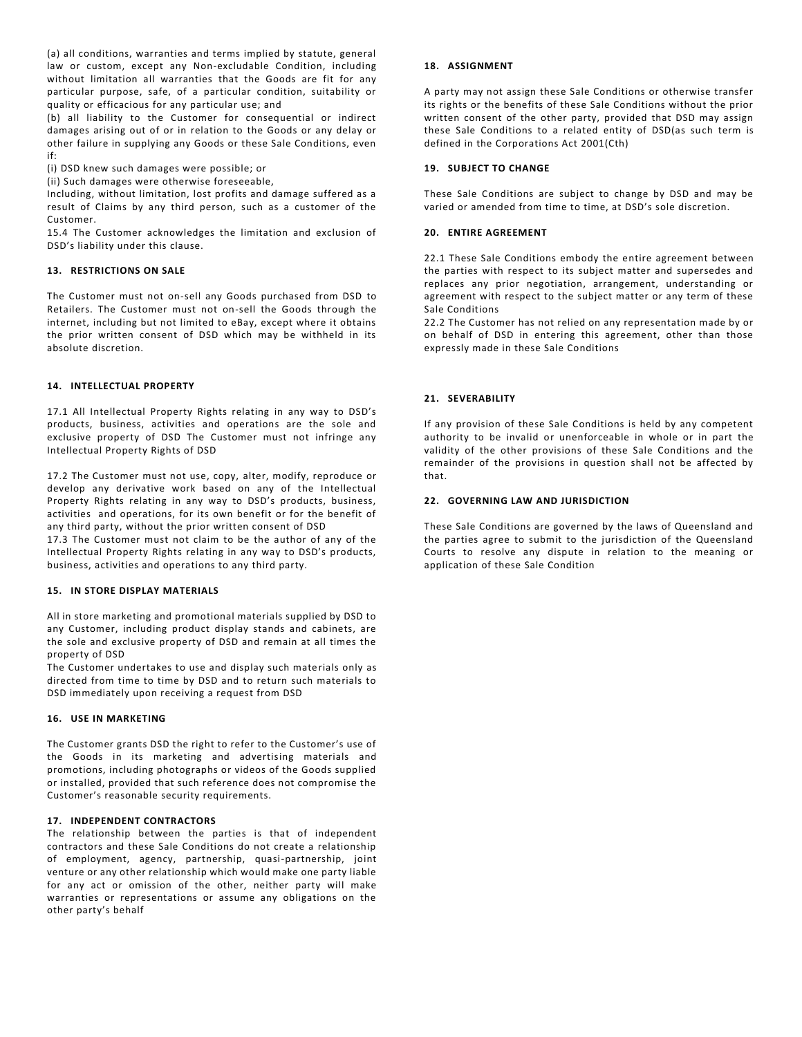(a) all conditions, warranties and terms implied by statute, general law or custom, except any Non-excludable Condition, including without limitation all warranties that the Goods are fit for any particular purpose, safe, of a particular condition, suitability or quality or efficacious for any particular use; and

(b) all liability to the Customer for consequential or indirect damages arising out of or in relation to the Goods or any delay or other failure in supplying any Goods or these Sale Conditions, even if:

(i) DSD knew such damages were possible; or

(ii) Such damages were otherwise foreseeable,

Including, without limitation, lost profits and damage suffered as a result of Claims by any third person, such as a customer of the Customer.

15.4 The Customer acknowledges the limitation and exclusion of DSD's liability under this clause.

### 13. RESTRICTIONS ON SALE

The Customer must not on-sell any Goods purchased from DSD to Retailers. The Customer must not on-sell the Goods through the internet, including but not limited to eBay, except where it obtains the prior written consent of DSD which may be withheld in its absolute discretion.

### 14. INTELLECTUAL PROPERTY

17.1 All Intellectual Property Rights relating in any way to DSD's products, business, activities and operations are the sole and exclusive property of DSD The Customer must not infringe any Intellectual Property Rights of DSD

17.2 The Customer must not use, copy, alter, modify, reproduce or develop any derivative work based on any of the Intellectual Property Rights relating in any way to DSD's products, business, activities and operations, for its own benefit or for the benefit of any third party, without the prior written consent of DSD

17.3 The Customer must not claim to be the author of any of the Intellectual Property Rights relating in any way to DSD's products, business, activities and operations to any third party.

### 15. IN STORE DISPLAY MATERIALS

All in store marketing and promotional materials supplied by DSD to any Customer, including product display stands and cabinets, are the sole and exclusive property of DSD and remain at all times the property of DSD

The Customer undertakes to use and display such materials only as directed from time to time by DSD and to return such materials to DSD immediately upon receiving a request from DSD

### 16. USE IN MARKETING

The Customer grants DSD the right to refer to the Customer's use of the Goods in its marketing and advertising materials and promotions, including photographs or videos of the Goods supplied or installed, provided that such reference does not compromise the Customer's reasonable security requirements.

### 17. INDEPENDENT CONTRACTORS

The relationship between the parties is that of independent contractors and these Sale Conditions do not create a relationship of employment, agency, partnership, quasi-partnership, joint venture or any other relationship which would make one party liable for any act or omission of the other, neither party will make warranties or representations or assume any obligations on the other party's behalf

### 18. ASSIGNMENT

A party may not assign these Sale Conditions or otherwise transfer its rights or the benefits of these Sale Conditions without the prior written consent of the other party, provided that DSD may assign these Sale Conditions to a related entity of DSD(as such term is defined in the Corporations Act 2001(Cth)

### 19. SUBJECT TO CHANGE

These Sale Conditions are subject to change by DSD and may be varied or amended from time to time, at DSD's sole discretion.

### 20. ENTIRE AGREEMENT

22.1 These Sale Conditions embody the entire agreement between the parties with respect to its subject matter and supersedes and replaces any prior negotiation, arrangement, understanding or agreement with respect to the subject matter or any term of these Sale Conditions

22.2 The Customer has not relied on any representation made by or on behalf of DSD in entering this agreement, other than those expressly made in these Sale Conditions

### 21. SEVERABILITY

If any provision of these Sale Conditions is held by any competent authority to be invalid or unenforceable in whole or in part the validity of the other provisions of these Sale Conditions and the remainder of the provisions in question shall not be affected by that.

### 22. GOVERNING LAW AND JURISDICTION

These Sale Conditions are governed by the laws of Queensland and the parties agree to submit to the jurisdiction of the Queensland Courts to resolve any dispute in relation to the meaning or application of these Sale Condition